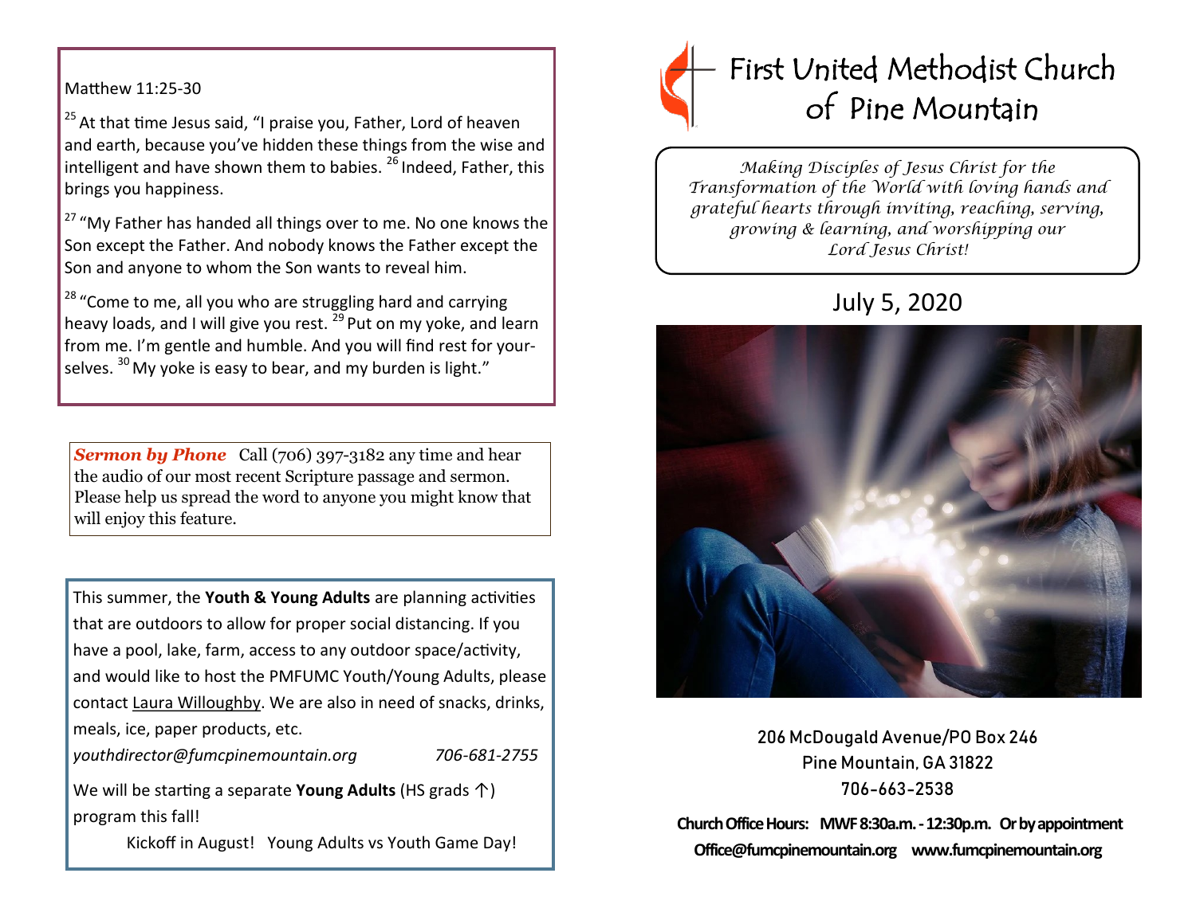Matthew 11:25-30

[25] At that time Jesus said, "I praise you, Father, Lord of heaven and earth, because you've hidden these things from the wise and intelligent and have shown them to babies. [26] Indeed, Father, this brings you happiness.

[27] "My Father has handed all things over to me. No one knows the Son except the Father. And nobody knows the Father except the Son and anyone to whom the Son wants to reveal him.

[28] "Come to me, all you who are struggling hard and carrying heavy loads, and I will give you rest. [29] Put on my yoke, and learn from me. I'm gentle and humble. And you will find rest for yourselves. [30] My yoke is easy to bear, and my burden is light."

***Sermon by Phone*** Call (706) 397-3182 any time and hear the audio of our most recent Scripture passage and sermon. Please help us spread the word to anyone you might know that will enjoy this feature.

This summer, the **Youth & Young Adults** are planning activities that are outdoors to allow for proper social distancing. If you have a pool, lake, farm, access to any outdoor space/activity, and would like to host the PMFUMC Youth/Young Adults, please contact Laura Willoughby. We are also in need of snacks, drinks, meals, ice, paper products, etc.

*youthdirector@fumcpinemountain.org* *706-681-2755*

We will be starting a separate **Young Adults** (HS grads ↑) program this fall!

Kickoff in August! Young Adults vs Youth Game Day!

# First United Methodist Church of Pine Mountain

*Making Disciples of Jesus Christ for the Transformation of the World with loving hands and grateful hearts through inviting, reaching, serving, growing & learning, and worshipping our Lord Jesus Christ!*

## July 5, 2020

206 McDougald Avenue/PO Box 246
Pine Mountain, GA 31822
706-663-2538

**Church Office Hours: MWF 8:30a.m. - 12:30p.m. Or by appointment**
**Office@fumcpinemountain.org www.fumcpinemountain.org**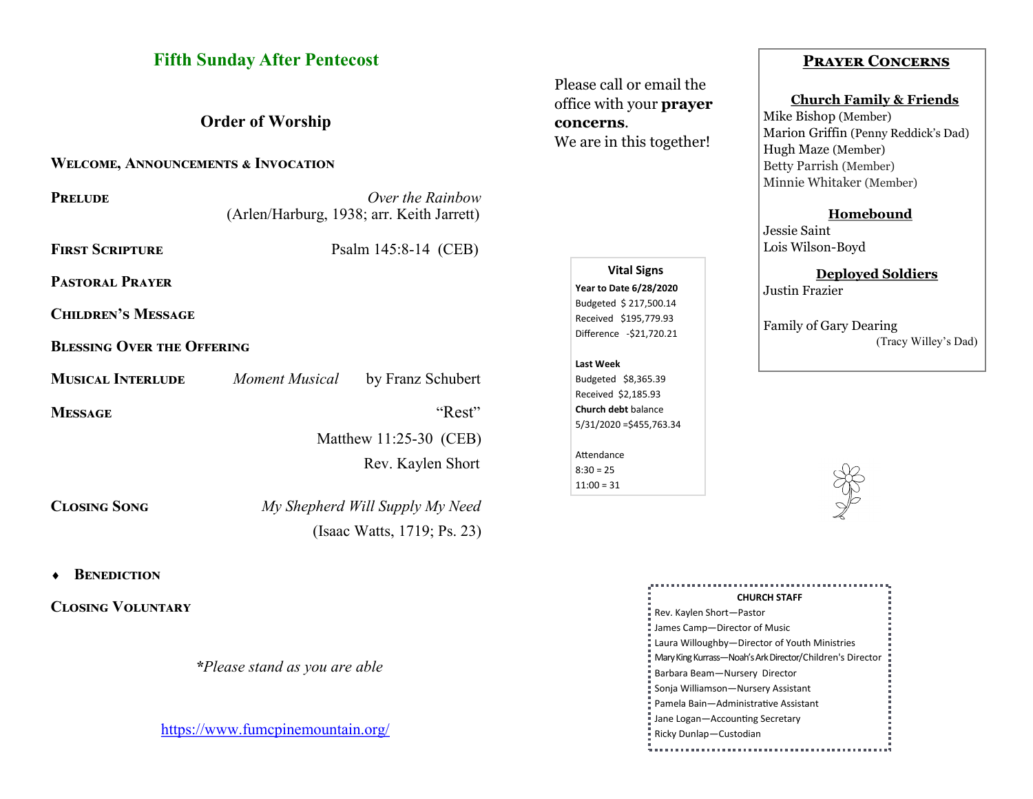## Fifth Sunday After Pentecost

### Order of Worship

**WELCOME, ANNOUNCEMENTS & INVOCATION**

**PRELUDE** — *Over the Rainbow*
(Arlen/Harburg, 1938; arr. Keith Jarrett)

**FIRST SCRIPTURE** — Psalm 145:8-14 (CEB)

**PASTORAL PRAYER**

**CHILDREN'S MESSAGE**

**BLESSING OVER THE OFFERING**

**MUSICAL INTERLUDE** — *Moment Musical* by Franz Schubert

**MESSAGE** — "Rest"
Matthew 11:25-30 (CEB)
Rev. Kaylen Short

**CLOSING SONG** — *My Shepherd Will Supply My Need*
(Isaac Watts, 1719; Ps. 23)

♦ **BENEDICTION**

**CLOSING VOLUNTARY**

*\*Please stand as you are able*

https://www.fumcpinemountain.org/

Please call or email the office with your **prayer concerns**.
We are in this together!

**Vital Signs**

**Year to Date 6/28/2020**
Budgeted $ 217,500.14
Received $195,779.93
Difference -$21,720.21

**Last Week**
Budgeted $8,365.39
Received $2,185.93
**Church debt** balance
5/31/2020 =$455,763.34

Attendance
8:30 = 25
11:00 = 31

## PRAYER CONCERNS

**Church Family & Friends**
Mike Bishop (Member)
Marion Griffin (Penny Reddick's Dad)
Hugh Maze (Member)
Betty Parrish (Member)
Minnie Whitaker (Member)

**Homebound**
Jessie Saint
Lois Wilson-Boyd

**Deployed Soldiers**
Justin Frazier

Family of Gary Dearing
(Tracy Willey's Dad)

**CHURCH STAFF**
Rev. Kaylen Short—Pastor
James Camp—Director of Music
Laura Willoughby—Director of Youth Ministries
Mary King Kurrass—Noah's Ark Director/Children's Director
Barbara Beam—Nursery Director
Sonja Williamson—Nursery Assistant
Pamela Bain—Administrative Assistant
Jane Logan—Accounting Secretary
Ricky Dunlap—Custodian